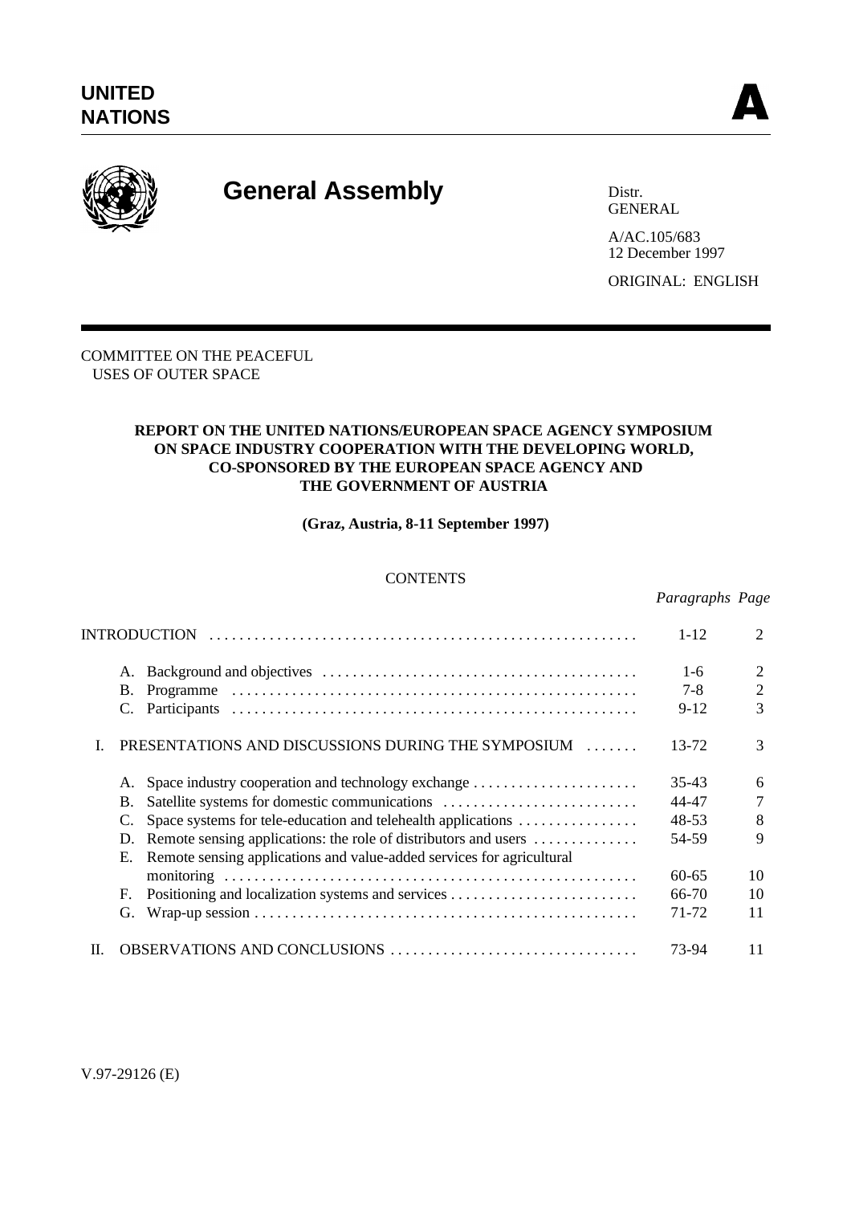**UNITED NATIONS**

**A**

# General Assembly

Distr.
GENERAL

A/AC.105/683
12 December 1997

ORIGINAL: ENGLISH

COMMITTEE ON THE PEACEFUL
USES OF OUTER SPACE

**REPORT ON THE UNITED NATIONS/EUROPEAN SPACE AGENCY SYMPOSIUM ON SPACE INDUSTRY COOPERATION WITH THE DEVELOPING WORLD, CO-SPONSORED BY THE EUROPEAN SPACE AGENCY AND THE GOVERNMENT OF AUSTRIA**

**(Graz, Austria, 8-11 September 1997)**

CONTENTS

| | | *Paragraphs* | *Page* |
|---|---|---|---|
| INTRODUCTION | | 1-12 | 2 |
| A. | Background and objectives | 1-6 | 2 |
| B. | Programme | 7-8 | 2 |
| C. | Participants | 9-12 | 3 |
| I. | PRESENTATIONS AND DISCUSSIONS DURING THE SYMPOSIUM | 13-72 | 3 |
| A. | Space industry cooperation and technology exchange | 35-43 | 6 |
| B. | Satellite systems for domestic communications | 44-47 | 7 |
| C. | Space systems for tele-education and telehealth applications | 48-53 | 8 |
| D. | Remote sensing applications: the role of distributors and users | 54-59 | 9 |
| E. | Remote sensing applications and value-added services for agricultural monitoring | 60-65 | 10 |
| F. | Positioning and localization systems and services | 66-70 | 10 |
| G. | Wrap-up session | 71-72 | 11 |
| II. | OBSERVATIONS AND CONCLUSIONS | 73-94 | 11 |

V.97-29126 (E)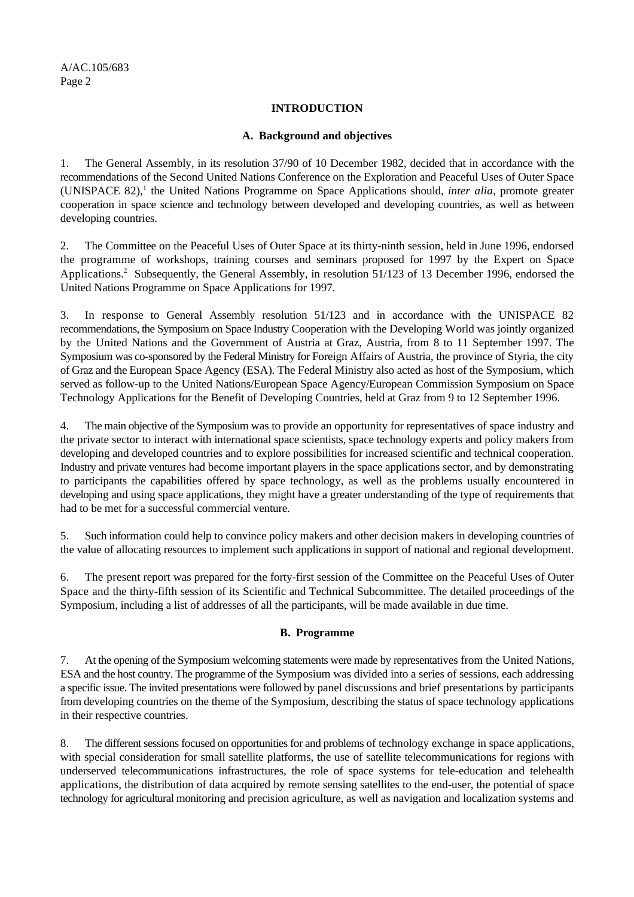## INTRODUCTION

### A. Background and objectives

1. The General Assembly, in its resolution 37/90 of 10 December 1982, decided that in accordance with the recommendations of the Second United Nations Conference on the Exploration and Peaceful Uses of Outer Space (UNISPACE 82),[1] the United Nations Programme on Space Applications should, *inter alia*, promote greater cooperation in space science and technology between developed and developing countries, as well as between developing countries.

2. The Committee on the Peaceful Uses of Outer Space at its thirty-ninth session, held in June 1996, endorsed the programme of workshops, training courses and seminars proposed for 1997 by the Expert on Space Applications.[2] Subsequently, the General Assembly, in resolution 51/123 of 13 December 1996, endorsed the United Nations Programme on Space Applications for 1997.

3. In response to General Assembly resolution 51/123 and in accordance with the UNISPACE 82 recommendations, the Symposium on Space Industry Cooperation with the Developing World was jointly organized by the United Nations and the Government of Austria at Graz, Austria, from 8 to 11 September 1997. The Symposium was co-sponsored by the Federal Ministry for Foreign Affairs of Austria, the province of Styria, the city of Graz and the European Space Agency (ESA). The Federal Ministry also acted as host of the Symposium, which served as follow-up to the United Nations/European Space Agency/European Commission Symposium on Space Technology Applications for the Benefit of Developing Countries, held at Graz from 9 to 12 September 1996.

4. The main objective of the Symposium was to provide an opportunity for representatives of space industry and the private sector to interact with international space scientists, space technology experts and policy makers from developing and developed countries and to explore possibilities for increased scientific and technical cooperation. Industry and private ventures had become important players in the space applications sector, and by demonstrating to participants the capabilities offered by space technology, as well as the problems usually encountered in developing and using space applications, they might have a greater understanding of the type of requirements that had to be met for a successful commercial venture.

5. Such information could help to convince policy makers and other decision makers in developing countries of the value of allocating resources to implement such applications in support of national and regional development.

6. The present report was prepared for the forty-first session of the Committee on the Peaceful Uses of Outer Space and the thirty-fifth session of its Scientific and Technical Subcommittee. The detailed proceedings of the Symposium, including a list of addresses of all the participants, will be made available in due time.

### B. Programme

7. At the opening of the Symposium welcoming statements were made by representatives from the United Nations, ESA and the host country. The programme of the Symposium was divided into a series of sessions, each addressing a specific issue. The invited presentations were followed by panel discussions and brief presentations by participants from developing countries on the theme of the Symposium, describing the status of space technology applications in their respective countries.

8. The different sessions focused on opportunities for and problems of technology exchange in space applications, with special consideration for small satellite platforms, the use of satellite telecommunications for regions with underserved telecommunications infrastructures, the role of space systems for tele-education and telehealth applications, the distribution of data acquired by remote sensing satellites to the end-user, the potential of space technology for agricultural monitoring and precision agriculture, as well as navigation and localization systems and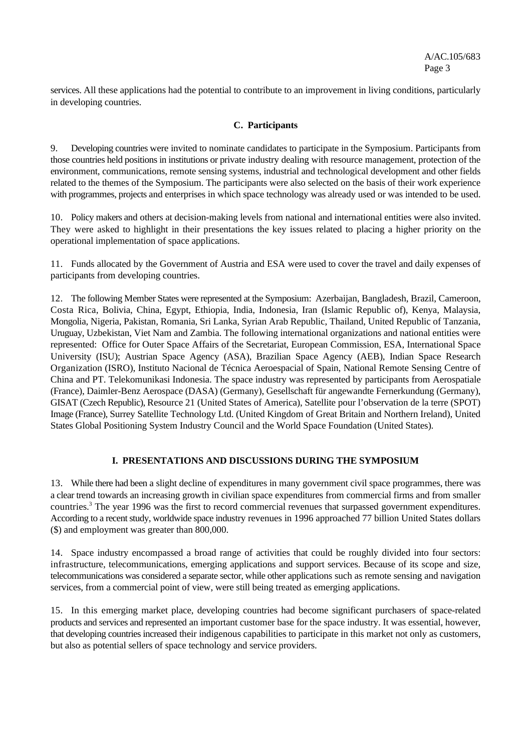services. All these applications had the potential to contribute to an improvement in living conditions, particularly in developing countries.

### C. Participants

9. Developing countries were invited to nominate candidates to participate in the Symposium. Participants from those countries held positions in institutions or private industry dealing with resource management, protection of the environment, communications, remote sensing systems, industrial and technological development and other fields related to the themes of the Symposium. The participants were also selected on the basis of their work experience with programmes, projects and enterprises in which space technology was already used or was intended to be used.

10. Policy makers and others at decision-making levels from national and international entities were also invited. They were asked to highlight in their presentations the key issues related to placing a higher priority on the operational implementation of space applications.

11. Funds allocated by the Government of Austria and ESA were used to cover the travel and daily expenses of participants from developing countries.

12. The following Member States were represented at the Symposium: Azerbaijan, Bangladesh, Brazil, Cameroon, Costa Rica, Bolivia, China, Egypt, Ethiopia, India, Indonesia, Iran (Islamic Republic of), Kenya, Malaysia, Mongolia, Nigeria, Pakistan, Romania, Sri Lanka, Syrian Arab Republic, Thailand, United Republic of Tanzania, Uruguay, Uzbekistan, Viet Nam and Zambia. The following international organizations and national entities were represented: Office for Outer Space Affairs of the Secretariat, European Commission, ESA, International Space University (ISU); Austrian Space Agency (ASA), Brazilian Space Agency (AEB), Indian Space Research Organization (ISRO), Instituto Nacional de Técnica Aeroespacial of Spain, National Remote Sensing Centre of China and PT. Telekomunikasi Indonesia. The space industry was represented by participants from Aerospatiale (France), Daimler-Benz Aerospace (DASA) (Germany), Gesellschaft für angewandte Fernerkundung (Germany), GISAT (Czech Republic), Resource 21 (United States of America), Satellite pour l'observation de la terre (SPOT) Image (France), Surrey Satellite Technology Ltd. (United Kingdom of Great Britain and Northern Ireland), United States Global Positioning System Industry Council and the World Space Foundation (United States).

## I. PRESENTATIONS AND DISCUSSIONS DURING THE SYMPOSIUM

13. While there had been a slight decline of expenditures in many government civil space programmes, there was a clear trend towards an increasing growth in civilian space expenditures from commercial firms and from smaller countries.[3] The year 1996 was the first to record commercial revenues that surpassed government expenditures. According to a recent study, worldwide space industry revenues in 1996 approached 77 billion United States dollars ($) and employment was greater than 800,000.

14. Space industry encompassed a broad range of activities that could be roughly divided into four sectors: infrastructure, telecommunications, emerging applications and support services. Because of its scope and size, telecommunications was considered a separate sector, while other applications such as remote sensing and navigation services, from a commercial point of view, were still being treated as emerging applications.

15. In this emerging market place, developing countries had become significant purchasers of space-related products and services and represented an important customer base for the space industry. It was essential, however, that developing countries increased their indigenous capabilities to participate in this market not only as customers, but also as potential sellers of space technology and service providers.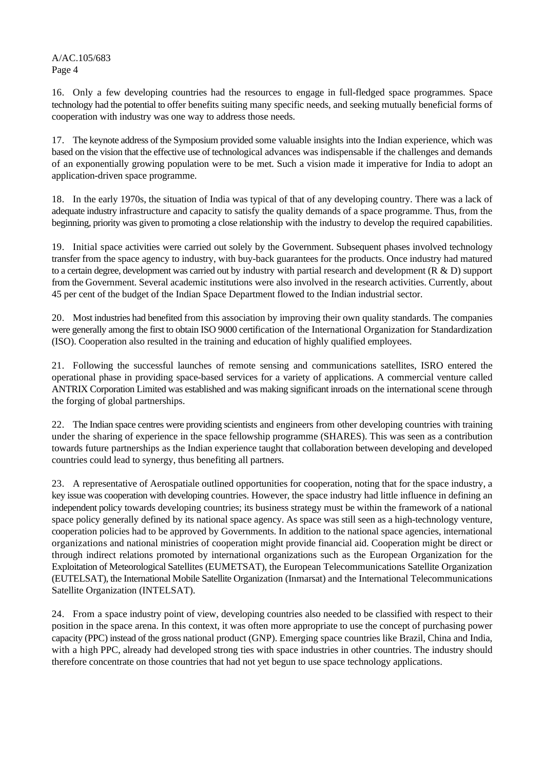16. Only a few developing countries had the resources to engage in full-fledged space programmes. Space technology had the potential to offer benefits suiting many specific needs, and seeking mutually beneficial forms of cooperation with industry was one way to address those needs.

17. The keynote address of the Symposium provided some valuable insights into the Indian experience, which was based on the vision that the effective use of technological advances was indispensable if the challenges and demands of an exponentially growing population were to be met. Such a vision made it imperative for India to adopt an application-driven space programme.

18. In the early 1970s, the situation of India was typical of that of any developing country. There was a lack of adequate industry infrastructure and capacity to satisfy the quality demands of a space programme. Thus, from the beginning, priority was given to promoting a close relationship with the industry to develop the required capabilities.

19. Initial space activities were carried out solely by the Government. Subsequent phases involved technology transfer from the space agency to industry, with buy-back guarantees for the products. Once industry had matured to a certain degree, development was carried out by industry with partial research and development (R & D) support from the Government. Several academic institutions were also involved in the research activities. Currently, about 45 per cent of the budget of the Indian Space Department flowed to the Indian industrial sector.

20. Most industries had benefited from this association by improving their own quality standards. The companies were generally among the first to obtain ISO 9000 certification of the International Organization for Standardization (ISO). Cooperation also resulted in the training and education of highly qualified employees.

21. Following the successful launches of remote sensing and communications satellites, ISRO entered the operational phase in providing space-based services for a variety of applications. A commercial venture called ANTRIX Corporation Limited was established and was making significant inroads on the international scene through the forging of global partnerships.

22. The Indian space centres were providing scientists and engineers from other developing countries with training under the sharing of experience in the space fellowship programme (SHARES). This was seen as a contribution towards future partnerships as the Indian experience taught that collaboration between developing and developed countries could lead to synergy, thus benefiting all partners.

23. A representative of Aerospatiale outlined opportunities for cooperation, noting that for the space industry, a key issue was cooperation with developing countries. However, the space industry had little influence in defining an independent policy towards developing countries; its business strategy must be within the framework of a national space policy generally defined by its national space agency. As space was still seen as a high-technology venture, cooperation policies had to be approved by Governments. In addition to the national space agencies, international organizations and national ministries of cooperation might provide financial aid. Cooperation might be direct or through indirect relations promoted by international organizations such as the European Organization for the Exploitation of Meteorological Satellites (EUMETSAT), the European Telecommunications Satellite Organization (EUTELSAT), the International Mobile Satellite Organization (Inmarsat) and the International Telecommunications Satellite Organization (INTELSAT).

24. From a space industry point of view, developing countries also needed to be classified with respect to their position in the space arena. In this context, it was often more appropriate to use the concept of purchasing power capacity (PPC) instead of the gross national product (GNP). Emerging space countries like Brazil, China and India, with a high PPC, already had developed strong ties with space industries in other countries. The industry should therefore concentrate on those countries that had not yet begun to use space technology applications.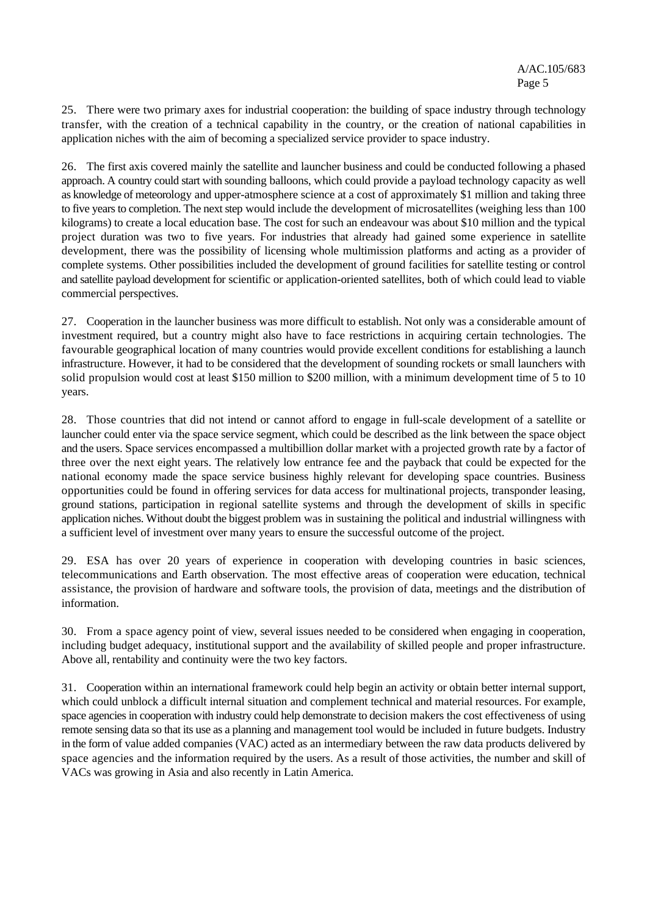25. There were two primary axes for industrial cooperation: the building of space industry through technology transfer, with the creation of a technical capability in the country, or the creation of national capabilities in application niches with the aim of becoming a specialized service provider to space industry.

26. The first axis covered mainly the satellite and launcher business and could be conducted following a phased approach. A country could start with sounding balloons, which could provide a payload technology capacity as well as knowledge of meteorology and upper-atmosphere science at a cost of approximately $1 million and taking three to five years to completion. The next step would include the development of microsatellites (weighing less than 100 kilograms) to create a local education base. The cost for such an endeavour was about $10 million and the typical project duration was two to five years. For industries that already had gained some experience in satellite development, there was the possibility of licensing whole multimission platforms and acting as a provider of complete systems. Other possibilities included the development of ground facilities for satellite testing or control and satellite payload development for scientific or application-oriented satellites, both of which could lead to viable commercial perspectives.

27. Cooperation in the launcher business was more difficult to establish. Not only was a considerable amount of investment required, but a country might also have to face restrictions in acquiring certain technologies. The favourable geographical location of many countries would provide excellent conditions for establishing a launch infrastructure. However, it had to be considered that the development of sounding rockets or small launchers with solid propulsion would cost at least $150 million to $200 million, with a minimum development time of 5 to 10 years.

28. Those countries that did not intend or cannot afford to engage in full-scale development of a satellite or launcher could enter via the space service segment, which could be described as the link between the space object and the users. Space services encompassed a multibillion dollar market with a projected growth rate by a factor of three over the next eight years. The relatively low entrance fee and the payback that could be expected for the national economy made the space service business highly relevant for developing space countries. Business opportunities could be found in offering services for data access for multinational projects, transponder leasing, ground stations, participation in regional satellite systems and through the development of skills in specific application niches. Without doubt the biggest problem was in sustaining the political and industrial willingness with a sufficient level of investment over many years to ensure the successful outcome of the project.

29. ESA has over 20 years of experience in cooperation with developing countries in basic sciences, telecommunications and Earth observation. The most effective areas of cooperation were education, technical assistance, the provision of hardware and software tools, the provision of data, meetings and the distribution of information.

30. From a space agency point of view, several issues needed to be considered when engaging in cooperation, including budget adequacy, institutional support and the availability of skilled people and proper infrastructure. Above all, rentability and continuity were the two key factors.

31. Cooperation within an international framework could help begin an activity or obtain better internal support, which could unblock a difficult internal situation and complement technical and material resources. For example, space agencies in cooperation with industry could help demonstrate to decision makers the cost effectiveness of using remote sensing data so that its use as a planning and management tool would be included in future budgets. Industry in the form of value added companies (VAC) acted as an intermediary between the raw data products delivered by space agencies and the information required by the users. As a result of those activities, the number and skill of VACs was growing in Asia and also recently in Latin America.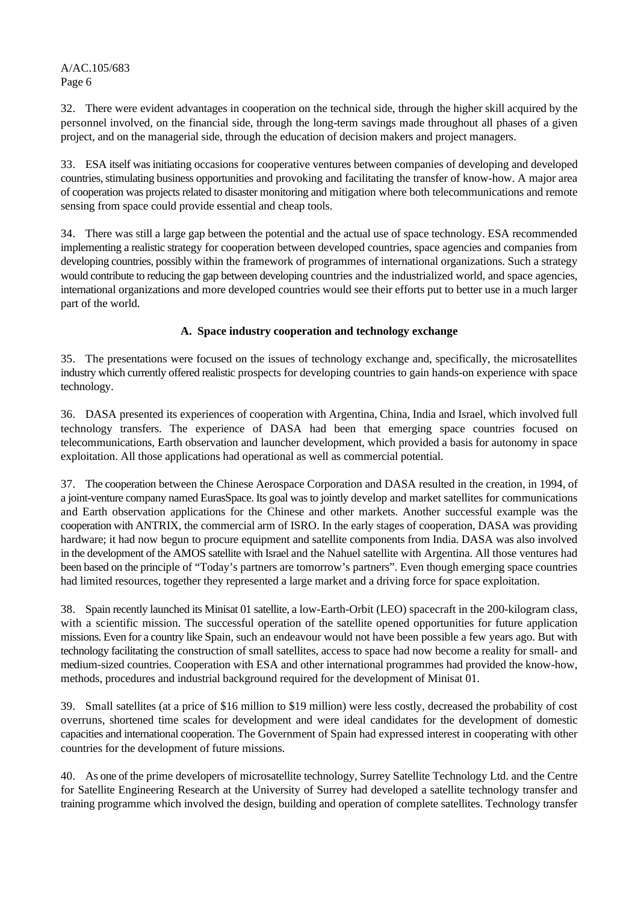32. There were evident advantages in cooperation on the technical side, through the higher skill acquired by the personnel involved, on the financial side, through the long-term savings made throughout all phases of a given project, and on the managerial side, through the education of decision makers and project managers.

33. ESA itself was initiating occasions for cooperative ventures between companies of developing and developed countries, stimulating business opportunities and provoking and facilitating the transfer of know-how. A major area of cooperation was projects related to disaster monitoring and mitigation where both telecommunications and remote sensing from space could provide essential and cheap tools.

34. There was still a large gap between the potential and the actual use of space technology. ESA recommended implementing a realistic strategy for cooperation between developed countries, space agencies and companies from developing countries, possibly within the framework of programmes of international organizations. Such a strategy would contribute to reducing the gap between developing countries and the industrialized world, and space agencies, international organizations and more developed countries would see their efforts put to better use in a much larger part of the world.

### A. Space industry cooperation and technology exchange

35. The presentations were focused on the issues of technology exchange and, specifically, the microsatellites industry which currently offered realistic prospects for developing countries to gain hands-on experience with space technology.

36. DASA presented its experiences of cooperation with Argentina, China, India and Israel, which involved full technology transfers. The experience of DASA had been that emerging space countries focused on telecommunications, Earth observation and launcher development, which provided a basis for autonomy in space exploitation. All those applications had operational as well as commercial potential.

37. The cooperation between the Chinese Aerospace Corporation and DASA resulted in the creation, in 1994, of a joint-venture company named EurasSpace. Its goal was to jointly develop and market satellites for communications and Earth observation applications for the Chinese and other markets. Another successful example was the cooperation with ANTRIX, the commercial arm of ISRO. In the early stages of cooperation, DASA was providing hardware; it had now begun to procure equipment and satellite components from India. DASA was also involved in the development of the AMOS satellite with Israel and the Nahuel satellite with Argentina. All those ventures had been based on the principle of "Today's partners are tomorrow's partners". Even though emerging space countries had limited resources, together they represented a large market and a driving force for space exploitation.

38. Spain recently launched its Minisat 01 satellite, a low-Earth-Orbit (LEO) spacecraft in the 200-kilogram class, with a scientific mission. The successful operation of the satellite opened opportunities for future application missions. Even for a country like Spain, such an endeavour would not have been possible a few years ago. But with technology facilitating the construction of small satellites, access to space had now become a reality for small- and medium-sized countries. Cooperation with ESA and other international programmes had provided the know-how, methods, procedures and industrial background required for the development of Minisat 01.

39. Small satellites (at a price of $16 million to $19 million) were less costly, decreased the probability of cost overruns, shortened time scales for development and were ideal candidates for the development of domestic capacities and international cooperation. The Government of Spain had expressed interest in cooperating with other countries for the development of future missions.

40. As one of the prime developers of microsatellite technology, Surrey Satellite Technology Ltd. and the Centre for Satellite Engineering Research at the University of Surrey had developed a satellite technology transfer and training programme which involved the design, building and operation of complete satellites. Technology transfer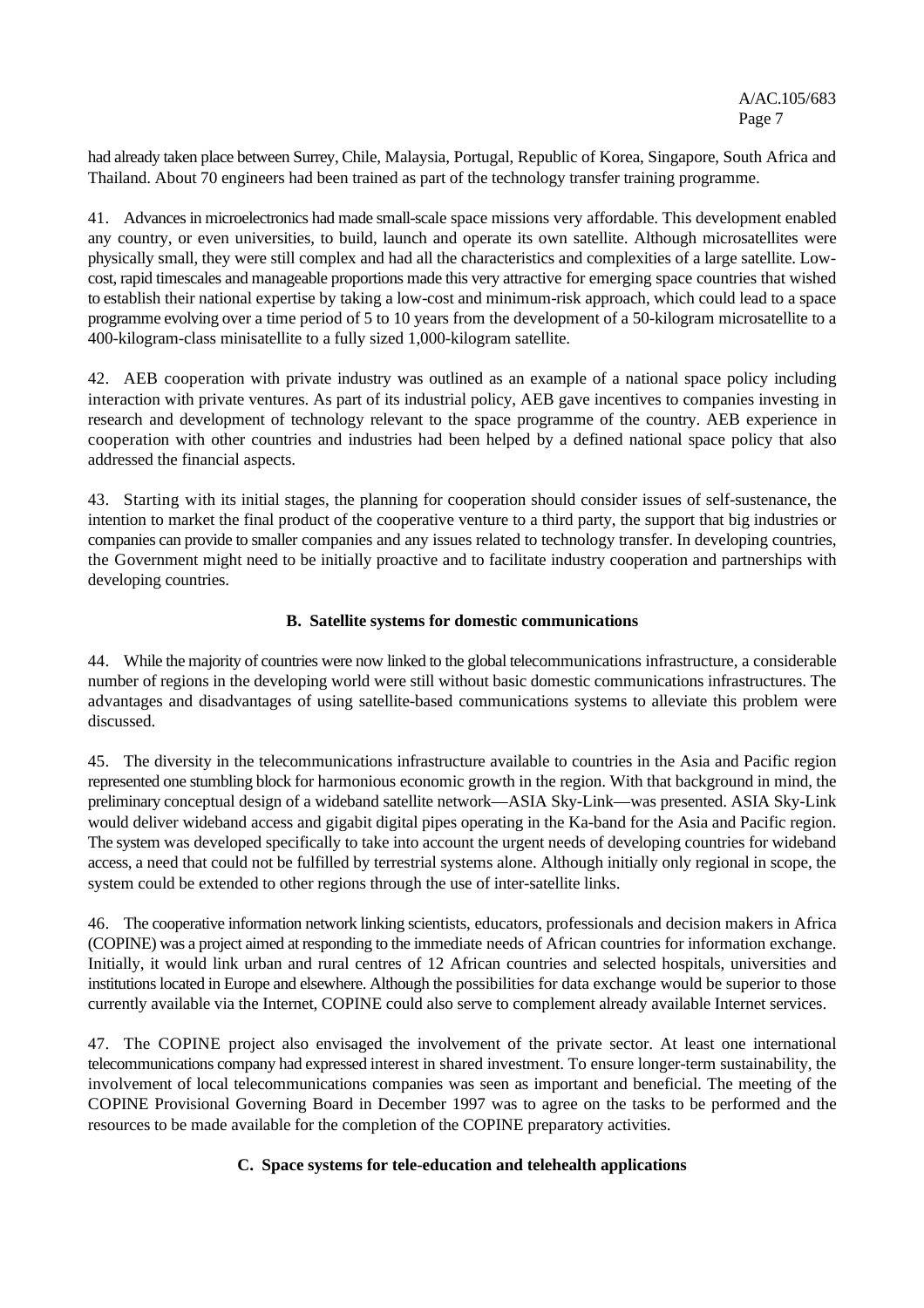had already taken place between Surrey, Chile, Malaysia, Portugal, Republic of Korea, Singapore, South Africa and Thailand. About 70 engineers had been trained as part of the technology transfer training programme.

41. Advances in microelectronics had made small-scale space missions very affordable. This development enabled any country, or even universities, to build, launch and operate its own satellite. Although microsatellites were physically small, they were still complex and had all the characteristics and complexities of a large satellite. Low-cost, rapid timescales and manageable proportions made this very attractive for emerging space countries that wished to establish their national expertise by taking a low-cost and minimum-risk approach, which could lead to a space programme evolving over a time period of 5 to 10 years from the development of a 50-kilogram microsatellite to a 400-kilogram-class minisatellite to a fully sized 1,000-kilogram satellite.

42. AEB cooperation with private industry was outlined as an example of a national space policy including interaction with private ventures. As part of its industrial policy, AEB gave incentives to companies investing in research and development of technology relevant to the space programme of the country. AEB experience in cooperation with other countries and industries had been helped by a defined national space policy that also addressed the financial aspects.

43. Starting with its initial stages, the planning for cooperation should consider issues of self-sustenance, the intention to market the final product of the cooperative venture to a third party, the support that big industries or companies can provide to smaller companies and any issues related to technology transfer. In developing countries, the Government might need to be initially proactive and to facilitate industry cooperation and partnerships with developing countries.

### B. Satellite systems for domestic communications

44. While the majority of countries were now linked to the global telecommunications infrastructure, a considerable number of regions in the developing world were still without basic domestic communications infrastructures. The advantages and disadvantages of using satellite-based communications systems to alleviate this problem were discussed.

45. The diversity in the telecommunications infrastructure available to countries in the Asia and Pacific region represented one stumbling block for harmonious economic growth in the region. With that background in mind, the preliminary conceptual design of a wideband satellite network—ASIA Sky-Link—was presented. ASIA Sky-Link would deliver wideband access and gigabit digital pipes operating in the Ka-band for the Asia and Pacific region. The system was developed specifically to take into account the urgent needs of developing countries for wideband access, a need that could not be fulfilled by terrestrial systems alone. Although initially only regional in scope, the system could be extended to other regions through the use of inter-satellite links.

46. The cooperative information network linking scientists, educators, professionals and decision makers in Africa (COPINE) was a project aimed at responding to the immediate needs of African countries for information exchange. Initially, it would link urban and rural centres of 12 African countries and selected hospitals, universities and institutions located in Europe and elsewhere. Although the possibilities for data exchange would be superior to those currently available via the Internet, COPINE could also serve to complement already available Internet services.

47. The COPINE project also envisaged the involvement of the private sector. At least one international telecommunications company had expressed interest in shared investment. To ensure longer-term sustainability, the involvement of local telecommunications companies was seen as important and beneficial. The meeting of the COPINE Provisional Governing Board in December 1997 was to agree on the tasks to be performed and the resources to be made available for the completion of the COPINE preparatory activities.

### C. Space systems for tele-education and telehealth applications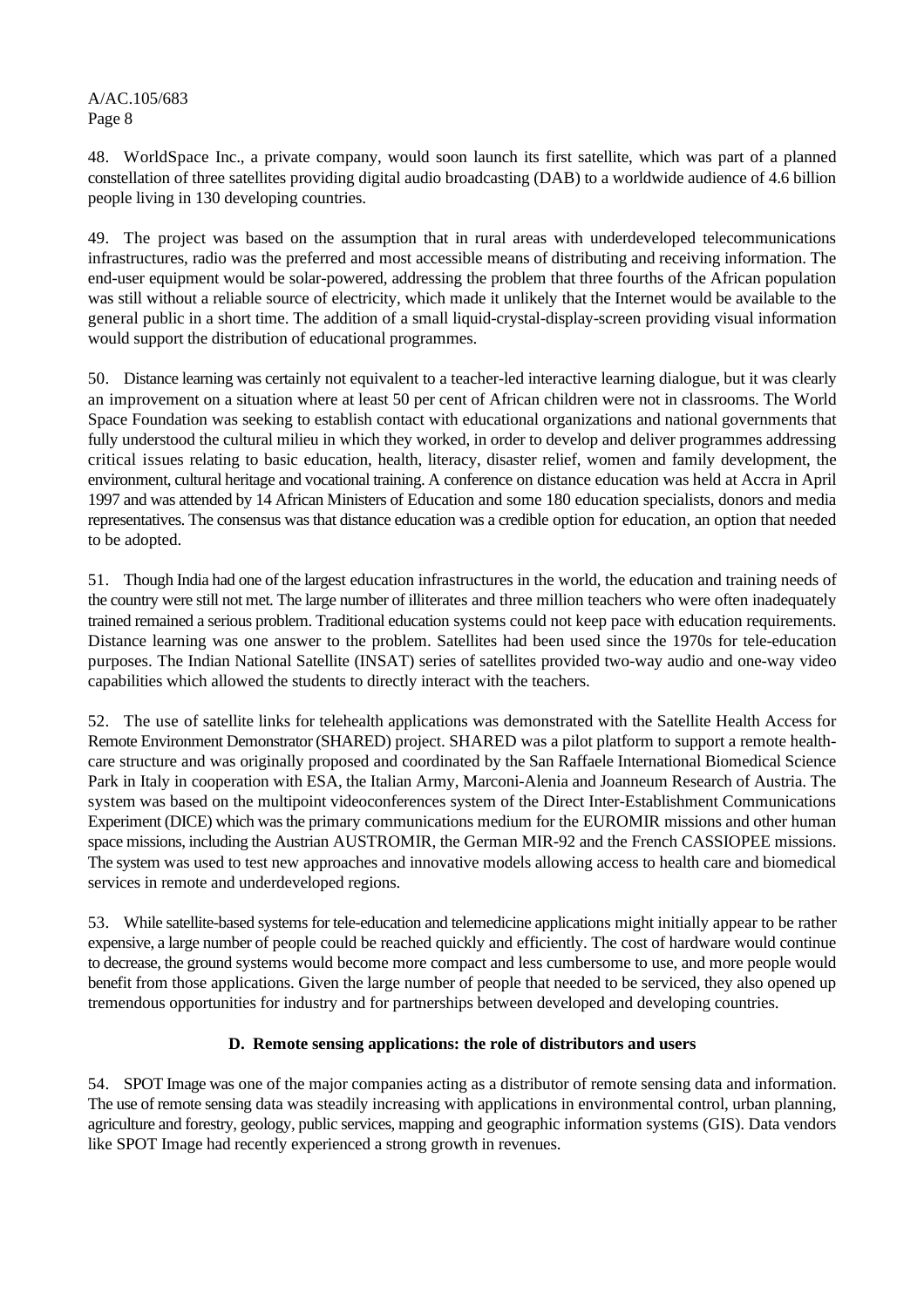48. WorldSpace Inc., a private company, would soon launch its first satellite, which was part of a planned constellation of three satellites providing digital audio broadcasting (DAB) to a worldwide audience of 4.6 billion people living in 130 developing countries.

49. The project was based on the assumption that in rural areas with underdeveloped telecommunications infrastructures, radio was the preferred and most accessible means of distributing and receiving information. The end-user equipment would be solar-powered, addressing the problem that three fourths of the African population was still without a reliable source of electricity, which made it unlikely that the Internet would be available to the general public in a short time. The addition of a small liquid-crystal-display-screen providing visual information would support the distribution of educational programmes.

50. Distance learning was certainly not equivalent to a teacher-led interactive learning dialogue, but it was clearly an improvement on a situation where at least 50 per cent of African children were not in classrooms. The World Space Foundation was seeking to establish contact with educational organizations and national governments that fully understood the cultural milieu in which they worked, in order to develop and deliver programmes addressing critical issues relating to basic education, health, literacy, disaster relief, women and family development, the environment, cultural heritage and vocational training. A conference on distance education was held at Accra in April 1997 and was attended by 14 African Ministers of Education and some 180 education specialists, donors and media representatives. The consensus was that distance education was a credible option for education, an option that needed to be adopted.

51. Though India had one of the largest education infrastructures in the world, the education and training needs of the country were still not met. The large number of illiterates and three million teachers who were often inadequately trained remained a serious problem. Traditional education systems could not keep pace with education requirements. Distance learning was one answer to the problem. Satellites had been used since the 1970s for tele-education purposes. The Indian National Satellite (INSAT) series of satellites provided two-way audio and one-way video capabilities which allowed the students to directly interact with the teachers.

52. The use of satellite links for telehealth applications was demonstrated with the Satellite Health Access for Remote Environment Demonstrator (SHARED) project. SHARED was a pilot platform to support a remote health-care structure and was originally proposed and coordinated by the San Raffaele International Biomedical Science Park in Italy in cooperation with ESA, the Italian Army, Marconi-Alenia and Joanneum Research of Austria. The system was based on the multipoint videoconferences system of the Direct Inter-Establishment Communications Experiment (DICE) which was the primary communications medium for the EUROMIR missions and other human space missions, including the Austrian AUSTROMIR, the German MIR-92 and the French CASSIOPEE missions. The system was used to test new approaches and innovative models allowing access to health care and biomedical services in remote and underdeveloped regions.

53. While satellite-based systems for tele-education and telemedicine applications might initially appear to be rather expensive, a large number of people could be reached quickly and efficiently. The cost of hardware would continue to decrease, the ground systems would become more compact and less cumbersome to use, and more people would benefit from those applications. Given the large number of people that needed to be serviced, they also opened up tremendous opportunities for industry and for partnerships between developed and developing countries.

### D. Remote sensing applications: the role of distributors and users

54. SPOT Image was one of the major companies acting as a distributor of remote sensing data and information. The use of remote sensing data was steadily increasing with applications in environmental control, urban planning, agriculture and forestry, geology, public services, mapping and geographic information systems (GIS). Data vendors like SPOT Image had recently experienced a strong growth in revenues.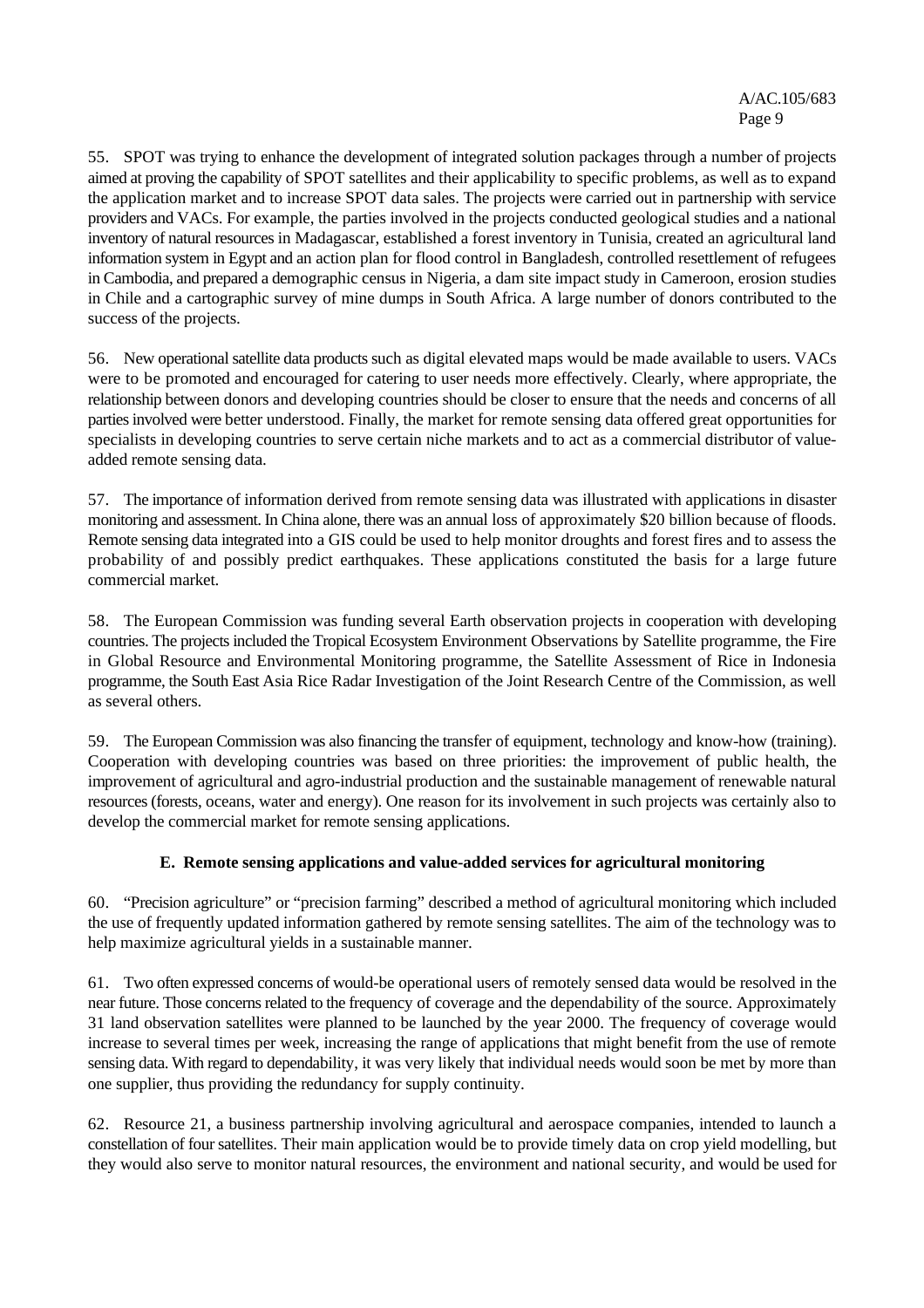55. SPOT was trying to enhance the development of integrated solution packages through a number of projects aimed at proving the capability of SPOT satellites and their applicability to specific problems, as well as to expand the application market and to increase SPOT data sales. The projects were carried out in partnership with service providers and VACs. For example, the parties involved in the projects conducted geological studies and a national inventory of natural resources in Madagascar, established a forest inventory in Tunisia, created an agricultural land information system in Egypt and an action plan for flood control in Bangladesh, controlled resettlement of refugees in Cambodia, and prepared a demographic census in Nigeria, a dam site impact study in Cameroon, erosion studies in Chile and a cartographic survey of mine dumps in South Africa. A large number of donors contributed to the success of the projects.

56. New operational satellite data products such as digital elevated maps would be made available to users. VACs were to be promoted and encouraged for catering to user needs more effectively. Clearly, where appropriate, the relationship between donors and developing countries should be closer to ensure that the needs and concerns of all parties involved were better understood. Finally, the market for remote sensing data offered great opportunities for specialists in developing countries to serve certain niche markets and to act as a commercial distributor of value-added remote sensing data.

57. The importance of information derived from remote sensing data was illustrated with applications in disaster monitoring and assessment. In China alone, there was an annual loss of approximately $20 billion because of floods. Remote sensing data integrated into a GIS could be used to help monitor droughts and forest fires and to assess the probability of and possibly predict earthquakes. These applications constituted the basis for a large future commercial market.

58. The European Commission was funding several Earth observation projects in cooperation with developing countries. The projects included the Tropical Ecosystem Environment Observations by Satellite programme, the Fire in Global Resource and Environmental Monitoring programme, the Satellite Assessment of Rice in Indonesia programme, the South East Asia Rice Radar Investigation of the Joint Research Centre of the Commission, as well as several others.

59. The European Commission was also financing the transfer of equipment, technology and know-how (training). Cooperation with developing countries was based on three priorities: the improvement of public health, the improvement of agricultural and agro-industrial production and the sustainable management of renewable natural resources (forests, oceans, water and energy). One reason for its involvement in such projects was certainly also to develop the commercial market for remote sensing applications.

### E. Remote sensing applications and value-added services for agricultural monitoring

60. "Precision agriculture" or "precision farming" described a method of agricultural monitoring which included the use of frequently updated information gathered by remote sensing satellites. The aim of the technology was to help maximize agricultural yields in a sustainable manner.

61. Two often expressed concerns of would-be operational users of remotely sensed data would be resolved in the near future. Those concerns related to the frequency of coverage and the dependability of the source. Approximately 31 land observation satellites were planned to be launched by the year 2000. The frequency of coverage would increase to several times per week, increasing the range of applications that might benefit from the use of remote sensing data. With regard to dependability, it was very likely that individual needs would soon be met by more than one supplier, thus providing the redundancy for supply continuity.

62. Resource 21, a business partnership involving agricultural and aerospace companies, intended to launch a constellation of four satellites. Their main application would be to provide timely data on crop yield modelling, but they would also serve to monitor natural resources, the environment and national security, and would be used for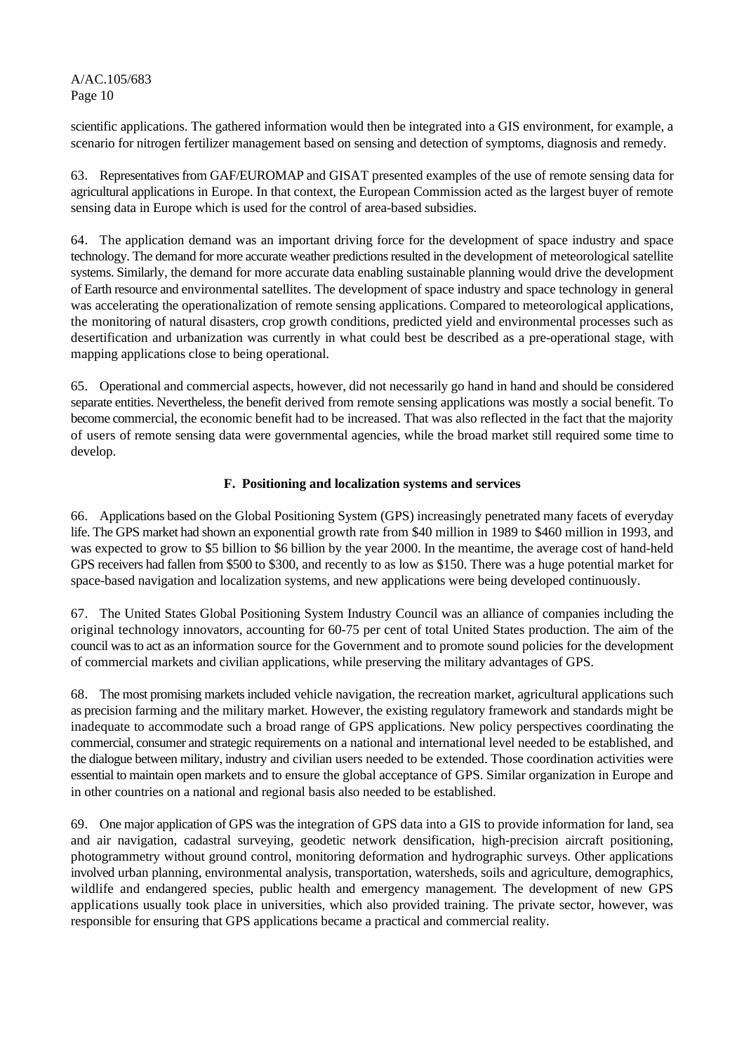scientific applications. The gathered information would then be integrated into a GIS environment, for example, a scenario for nitrogen fertilizer management based on sensing and detection of symptoms, diagnosis and remedy.

63. Representatives from GAF/EUROMAP and GISAT presented examples of the use of remote sensing data for agricultural applications in Europe. In that context, the European Commission acted as the largest buyer of remote sensing data in Europe which is used for the control of area-based subsidies.

64. The application demand was an important driving force for the development of space industry and space technology. The demand for more accurate weather predictions resulted in the development of meteorological satellite systems. Similarly, the demand for more accurate data enabling sustainable planning would drive the development of Earth resource and environmental satellites. The development of space industry and space technology in general was accelerating the operationalization of remote sensing applications. Compared to meteorological applications, the monitoring of natural disasters, crop growth conditions, predicted yield and environmental processes such as desertification and urbanization was currently in what could best be described as a pre-operational stage, with mapping applications close to being operational.

65. Operational and commercial aspects, however, did not necessarily go hand in hand and should be considered separate entities. Nevertheless, the benefit derived from remote sensing applications was mostly a social benefit. To become commercial, the economic benefit had to be increased. That was also reflected in the fact that the majority of users of remote sensing data were governmental agencies, while the broad market still required some time to develop.

### F. Positioning and localization systems and services

66. Applications based on the Global Positioning System (GPS) increasingly penetrated many facets of everyday life. The GPS market had shown an exponential growth rate from $40 million in 1989 to $460 million in 1993, and was expected to grow to $5 billion to $6 billion by the year 2000. In the meantime, the average cost of hand-held GPS receivers had fallen from $500 to $300, and recently to as low as $150. There was a huge potential market for space-based navigation and localization systems, and new applications were being developed continuously.

67. The United States Global Positioning System Industry Council was an alliance of companies including the original technology innovators, accounting for 60-75 per cent of total United States production. The aim of the council was to act as an information source for the Government and to promote sound policies for the development of commercial markets and civilian applications, while preserving the military advantages of GPS.

68. The most promising markets included vehicle navigation, the recreation market, agricultural applications such as precision farming and the military market. However, the existing regulatory framework and standards might be inadequate to accommodate such a broad range of GPS applications. New policy perspectives coordinating the commercial, consumer and strategic requirements on a national and international level needed to be established, and the dialogue between military, industry and civilian users needed to be extended. Those coordination activities were essential to maintain open markets and to ensure the global acceptance of GPS. Similar organization in Europe and in other countries on a national and regional basis also needed to be established.

69. One major application of GPS was the integration of GPS data into a GIS to provide information for land, sea and air navigation, cadastral surveying, geodetic network densification, high-precision aircraft positioning, photogrammetry without ground control, monitoring deformation and hydrographic surveys. Other applications involved urban planning, environmental analysis, transportation, watersheds, soils and agriculture, demographics, wildlife and endangered species, public health and emergency management. The development of new GPS applications usually took place in universities, which also provided training. The private sector, however, was responsible for ensuring that GPS applications became a practical and commercial reality.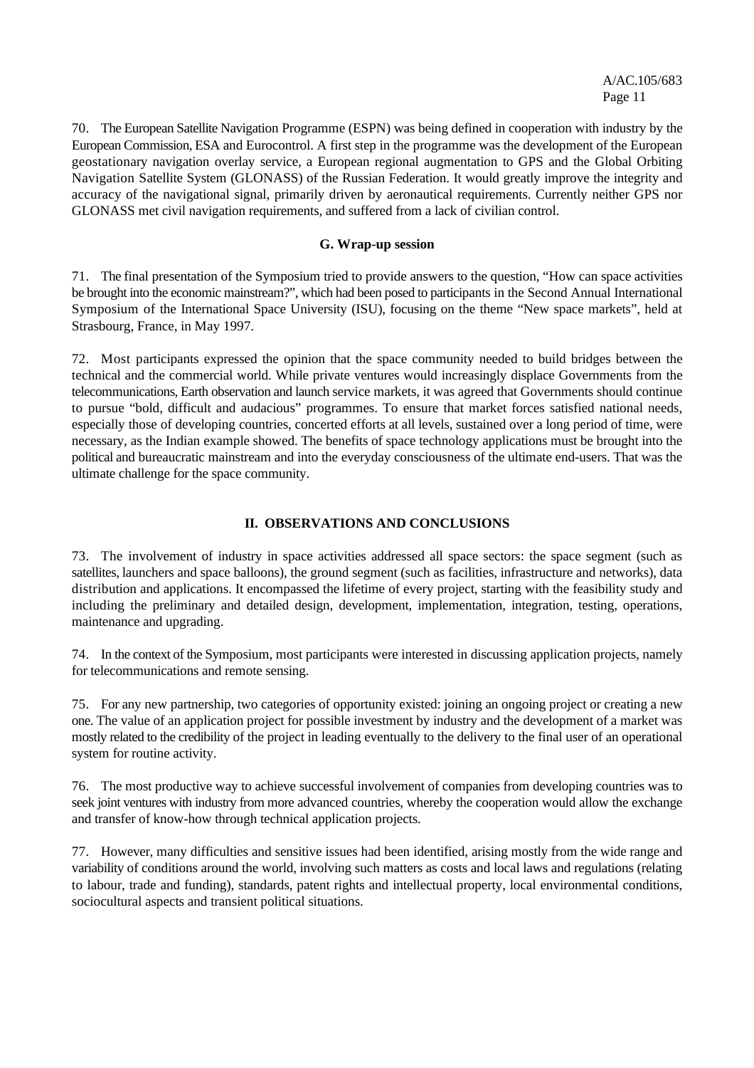70. The European Satellite Navigation Programme (ESPN) was being defined in cooperation with industry by the European Commission, ESA and Eurocontrol. A first step in the programme was the development of the European geostationary navigation overlay service, a European regional augmentation to GPS and the Global Orbiting Navigation Satellite System (GLONASS) of the Russian Federation. It would greatly improve the integrity and accuracy of the navigational signal, primarily driven by aeronautical requirements. Currently neither GPS nor GLONASS met civil navigation requirements, and suffered from a lack of civilian control.

### G. Wrap-up session

71. The final presentation of the Symposium tried to provide answers to the question, "How can space activities be brought into the economic mainstream?", which had been posed to participants in the Second Annual International Symposium of the International Space University (ISU), focusing on the theme "New space markets", held at Strasbourg, France, in May 1997.

72. Most participants expressed the opinion that the space community needed to build bridges between the technical and the commercial world. While private ventures would increasingly displace Governments from the telecommunications, Earth observation and launch service markets, it was agreed that Governments should continue to pursue "bold, difficult and audacious" programmes. To ensure that market forces satisfied national needs, especially those of developing countries, concerted efforts at all levels, sustained over a long period of time, were necessary, as the Indian example showed. The benefits of space technology applications must be brought into the political and bureaucratic mainstream and into the everyday consciousness of the ultimate end-users. That was the ultimate challenge for the space community.

## II. OBSERVATIONS AND CONCLUSIONS

73. The involvement of industry in space activities addressed all space sectors: the space segment (such as satellites, launchers and space balloons), the ground segment (such as facilities, infrastructure and networks), data distribution and applications. It encompassed the lifetime of every project, starting with the feasibility study and including the preliminary and detailed design, development, implementation, integration, testing, operations, maintenance and upgrading.

74. In the context of the Symposium, most participants were interested in discussing application projects, namely for telecommunications and remote sensing.

75. For any new partnership, two categories of opportunity existed: joining an ongoing project or creating a new one. The value of an application project for possible investment by industry and the development of a market was mostly related to the credibility of the project in leading eventually to the delivery to the final user of an operational system for routine activity.

76. The most productive way to achieve successful involvement of companies from developing countries was to seek joint ventures with industry from more advanced countries, whereby the cooperation would allow the exchange and transfer of know-how through technical application projects.

77. However, many difficulties and sensitive issues had been identified, arising mostly from the wide range and variability of conditions around the world, involving such matters as costs and local laws and regulations (relating to labour, trade and funding), standards, patent rights and intellectual property, local environmental conditions, sociocultural aspects and transient political situations.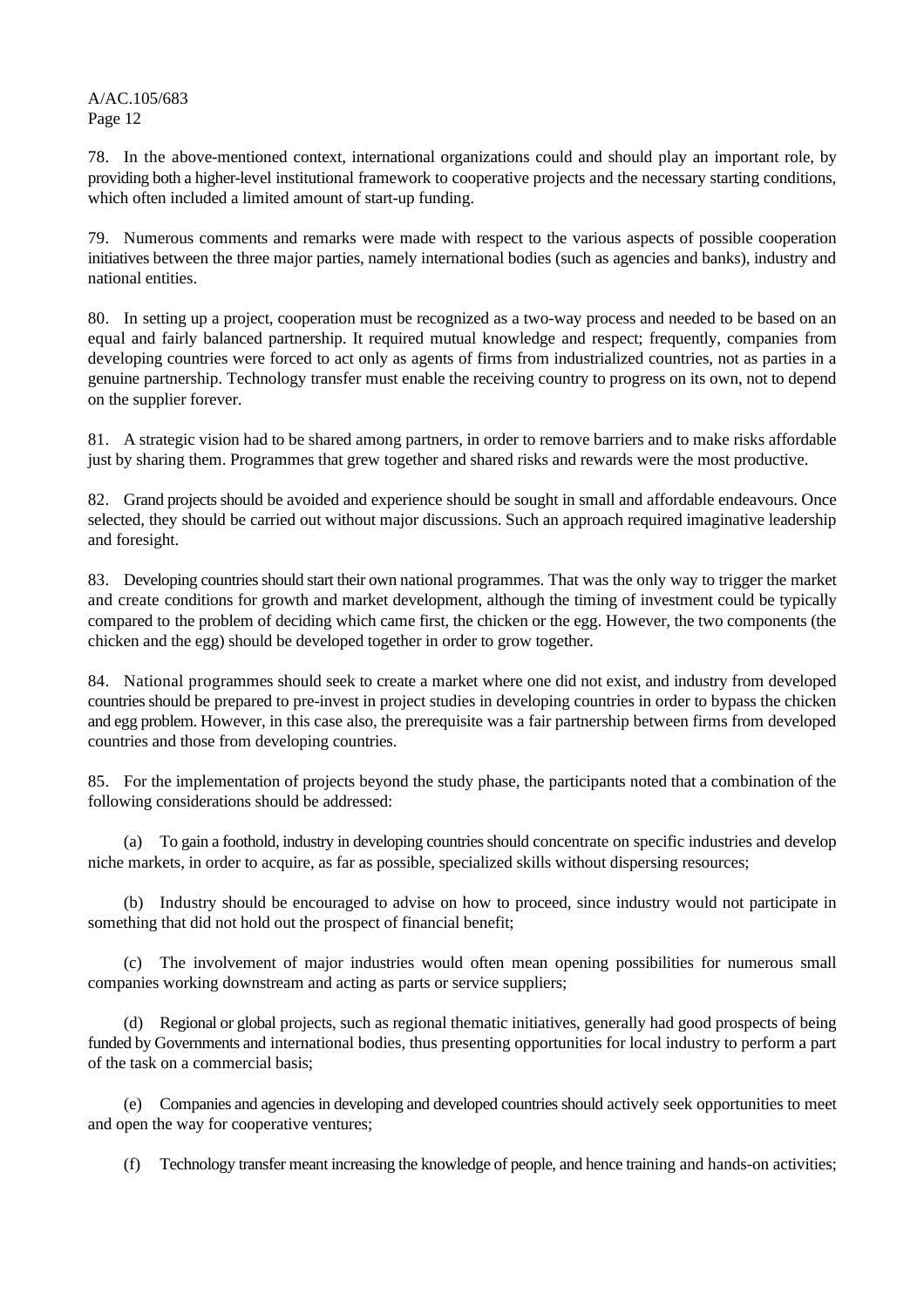78. In the above-mentioned context, international organizations could and should play an important role, by providing both a higher-level institutional framework to cooperative projects and the necessary starting conditions, which often included a limited amount of start-up funding.

79. Numerous comments and remarks were made with respect to the various aspects of possible cooperation initiatives between the three major parties, namely international bodies (such as agencies and banks), industry and national entities.

80. In setting up a project, cooperation must be recognized as a two-way process and needed to be based on an equal and fairly balanced partnership. It required mutual knowledge and respect; frequently, companies from developing countries were forced to act only as agents of firms from industrialized countries, not as parties in a genuine partnership. Technology transfer must enable the receiving country to progress on its own, not to depend on the supplier forever.

81. A strategic vision had to be shared among partners, in order to remove barriers and to make risks affordable just by sharing them. Programmes that grew together and shared risks and rewards were the most productive.

82. Grand projects should be avoided and experience should be sought in small and affordable endeavours. Once selected, they should be carried out without major discussions. Such an approach required imaginative leadership and foresight.

83. Developing countries should start their own national programmes. That was the only way to trigger the market and create conditions for growth and market development, although the timing of investment could be typically compared to the problem of deciding which came first, the chicken or the egg. However, the two components (the chicken and the egg) should be developed together in order to grow together.

84. National programmes should seek to create a market where one did not exist, and industry from developed countries should be prepared to pre-invest in project studies in developing countries in order to bypass the chicken and egg problem. However, in this case also, the prerequisite was a fair partnership between firms from developed countries and those from developing countries.

85. For the implementation of projects beyond the study phase, the participants noted that a combination of the following considerations should be addressed:

(a) To gain a foothold, industry in developing countries should concentrate on specific industries and develop niche markets, in order to acquire, as far as possible, specialized skills without dispersing resources;

(b) Industry should be encouraged to advise on how to proceed, since industry would not participate in something that did not hold out the prospect of financial benefit;

(c) The involvement of major industries would often mean opening possibilities for numerous small companies working downstream and acting as parts or service suppliers;

(d) Regional or global projects, such as regional thematic initiatives, generally had good prospects of being funded by Governments and international bodies, thus presenting opportunities for local industry to perform a part of the task on a commercial basis;

(e) Companies and agencies in developing and developed countries should actively seek opportunities to meet and open the way for cooperative ventures;

(f) Technology transfer meant increasing the knowledge of people, and hence training and hands-on activities;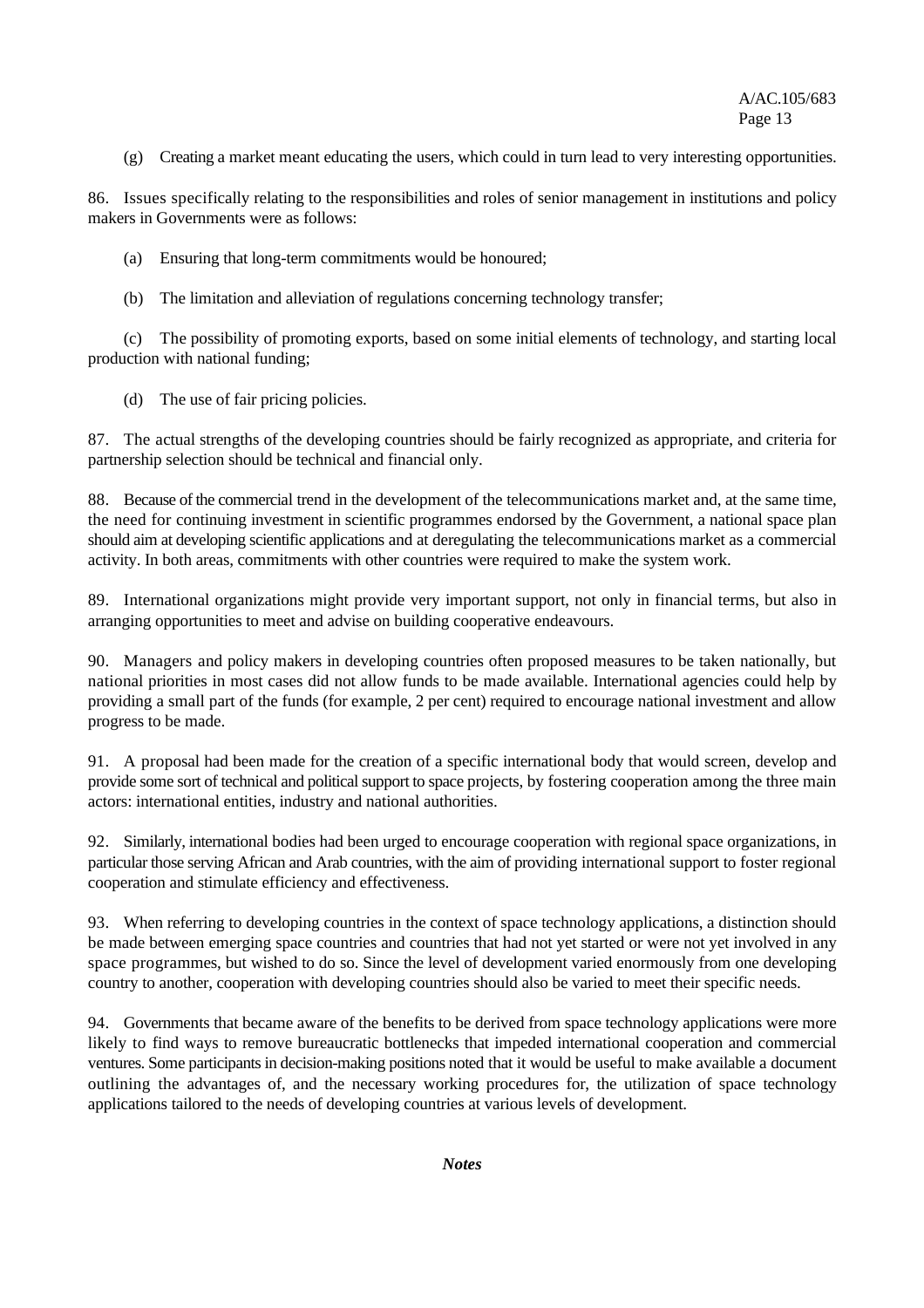(g) Creating a market meant educating the users, which could in turn lead to very interesting opportunities.

86. Issues specifically relating to the responsibilities and roles of senior management in institutions and policy makers in Governments were as follows:

(a) Ensuring that long-term commitments would be honoured;

(b) The limitation and alleviation of regulations concerning technology transfer;

(c) The possibility of promoting exports, based on some initial elements of technology, and starting local production with national funding;

(d) The use of fair pricing policies.

87. The actual strengths of the developing countries should be fairly recognized as appropriate, and criteria for partnership selection should be technical and financial only.

88. Because of the commercial trend in the development of the telecommunications market and, at the same time, the need for continuing investment in scientific programmes endorsed by the Government, a national space plan should aim at developing scientific applications and at deregulating the telecommunications market as a commercial activity. In both areas, commitments with other countries were required to make the system work.

89. International organizations might provide very important support, not only in financial terms, but also in arranging opportunities to meet and advise on building cooperative endeavours.

90. Managers and policy makers in developing countries often proposed measures to be taken nationally, but national priorities in most cases did not allow funds to be made available. International agencies could help by providing a small part of the funds (for example, 2 per cent) required to encourage national investment and allow progress to be made.

91. A proposal had been made for the creation of a specific international body that would screen, develop and provide some sort of technical and political support to space projects, by fostering cooperation among the three main actors: international entities, industry and national authorities.

92. Similarly, international bodies had been urged to encourage cooperation with regional space organizations, in particular those serving African and Arab countries, with the aim of providing international support to foster regional cooperation and stimulate efficiency and effectiveness.

93. When referring to developing countries in the context of space technology applications, a distinction should be made between emerging space countries and countries that had not yet started or were not yet involved in any space programmes, but wished to do so. Since the level of development varied enormously from one developing country to another, cooperation with developing countries should also be varied to meet their specific needs.

94. Governments that became aware of the benefits to be derived from space technology applications were more likely to find ways to remove bureaucratic bottlenecks that impeded international cooperation and commercial ventures. Some participants in decision-making positions noted that it would be useful to make available a document outlining the advantages of, and the necessary working procedures for, the utilization of space technology applications tailored to the needs of developing countries at various levels of development.

***Notes***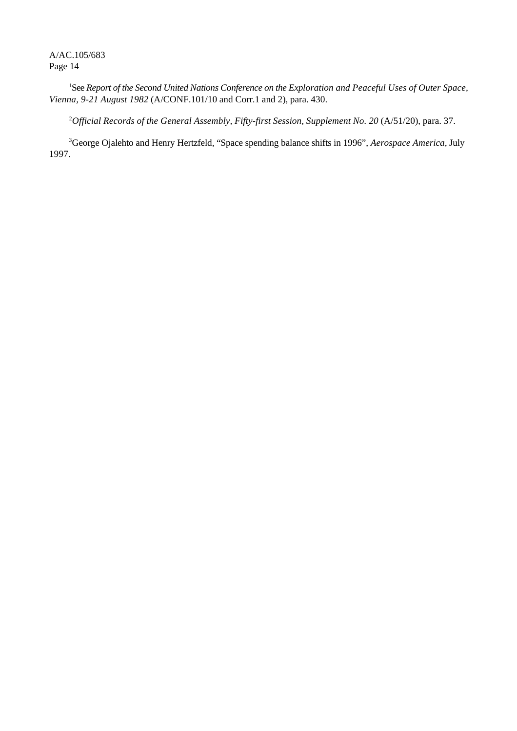[1]See *Report of the Second United Nations Conference on the Exploration and Peaceful Uses of Outer Space, Vienna, 9-21 August 1982* (A/CONF.101/10 and Corr.1 and 2), para. 430.

[2]*Official Records of the General Assembly, Fifty-first Session, Supplement No. 20* (A/51/20), para. 37.

[3]George Ojalehto and Henry Hertzfeld, “Space spending balance shifts in 1996”, *Aerospace America*, July 1997.